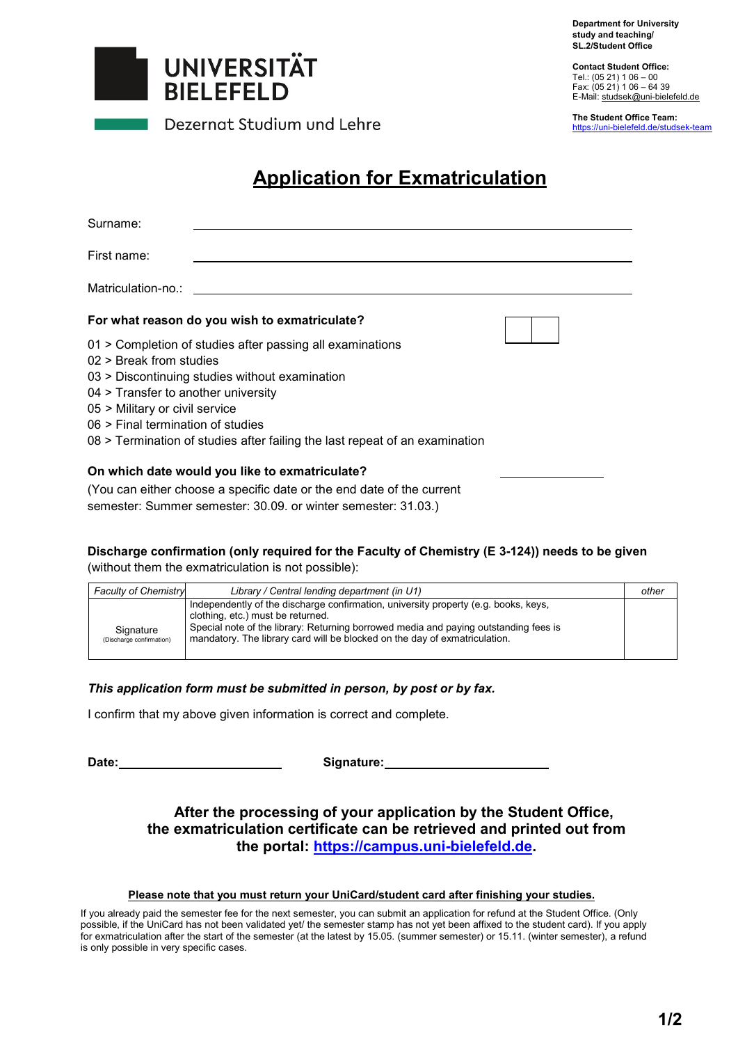UNIVERSITÄT BIELEFELD

Dezernat Studium und Lehre

**Department for University study and teaching/ SL.2/Student Office**

**Contact Student Office:**
Tel.: (05 21) 1 06 – 00
Fax: (05 21) 1 06 – 64 39
E-Mail: studsek@uni-bielefeld.de

**The Student Office Team:**
https://uni-bielefeld.de/studsek-team

# Application for Exmatriculation

Surname: ____________________

First name: ____________________

Matriculation-no.: ____________________

**For what reason do you wish to exmatriculate?** [ | ]

01 > Completion of studies after passing all examinations
02 > Break from studies
03 > Discontinuing studies without examination
04 > Transfer to another university
05 > Military or civil service
06 > Final termination of studies
08 > Termination of studies after failing the last repeat of an examination

**On which date would you like to exmatriculate?** ____________

(You can either choose a specific date or the end date of the current semester: Summer semester: 30.09. or winter semester: 31.03.)

**Discharge confirmation (only required for the Faculty of Chemistry (E 3-124)) needs to be given** (without them the exmatriculation is not possible):

| *Faculty of Chemistry* | *Library / Central lending department (in U1)* | *other* |
|---|---|---|
| Signature (Discharge confirmation) | Independently of the discharge confirmation, university property (e.g. books, keys, clothing, etc.) must be returned. Special note of the library: Returning borrowed media and paying outstanding fees is mandatory. The library card will be blocked on the day of exmatriculation. | |

***This application form must be submitted in person, by post or by fax.***

I confirm that my above given information is correct and complete.

**Date:** ____________________ **Signature:** ____________________

**After the processing of your application by the Student Office, the exmatriculation certificate can be retrieved and printed out from the portal: https://campus.uni-bielefeld.de.**

**Please note that you must return your UniCard/student card after finishing your studies.**

If you already paid the semester fee for the next semester, you can submit an application for refund at the Student Office. (Only possible, if the UniCard has not been validated yet/ the semester stamp has not yet been affixed to the student card). If you apply for exmatriculation after the start of the semester (at the latest by 15.05. (summer semester) or 15.11. (winter semester), a refund is only possible in very specific cases.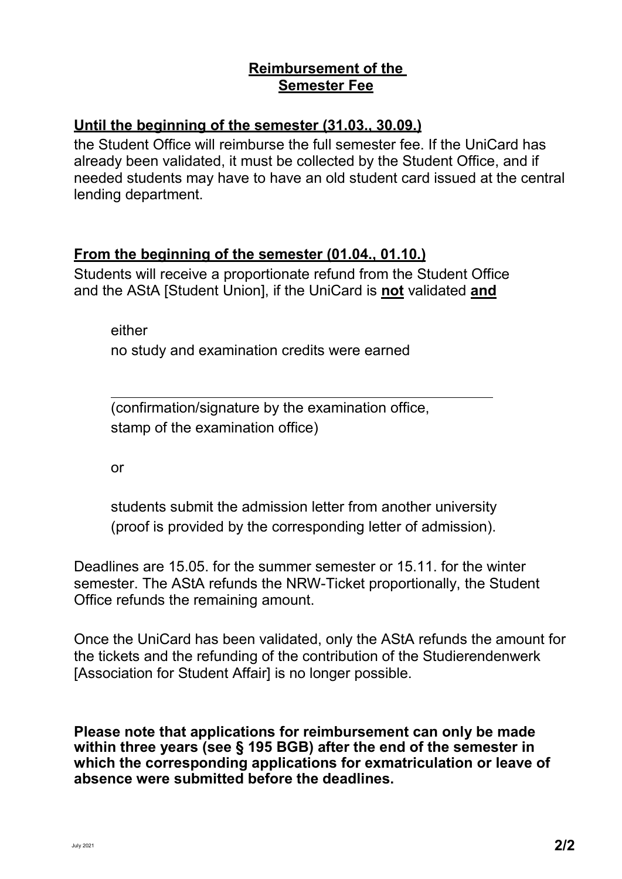# **Reimbursement of the Semester Fee**

## **Until the beginning of the semester (31.03., 30.09.)**

the Student Office will reimburse the full semester fee. If the UniCard has already been validated, it must be collected by the Student Office, and if needed students may have to have an old student card issued at the central lending department.

## **From the beginning of the semester (01.04., 01.10.)**

Students will receive a proportionate refund from the Student Office and the AStA [Student Union], if the UniCard is **not** validated **and**

either

no study and examination credits were earned

\_\_\_\_\_\_\_\_\_\_\_\_\_\_\_\_\_\_\_\_\_\_\_\_\_\_\_\_\_\_\_\_\_\_\_\_\_\_\_\_\_\_\_\_

(confirmation/signature by the examination office, stamp of the examination office)

or

students submit the admission letter from another university (proof is provided by the corresponding letter of admission).

Deadlines are 15.05. for the summer semester or 15.11. for the winter semester. The AStA refunds the NRW-Ticket proportionally, the Student Office refunds the remaining amount.

Once the UniCard has been validated, only the AStA refunds the amount for the tickets and the refunding of the contribution of the Studierendenwerk [Association for Student Affair] is no longer possible.

**Please note that applications for reimbursement can only be made within three years (see § 195 BGB) after the end of the semester in which the corresponding applications for exmatriculation or leave of absence were submitted before the deadlines.**

July 2021